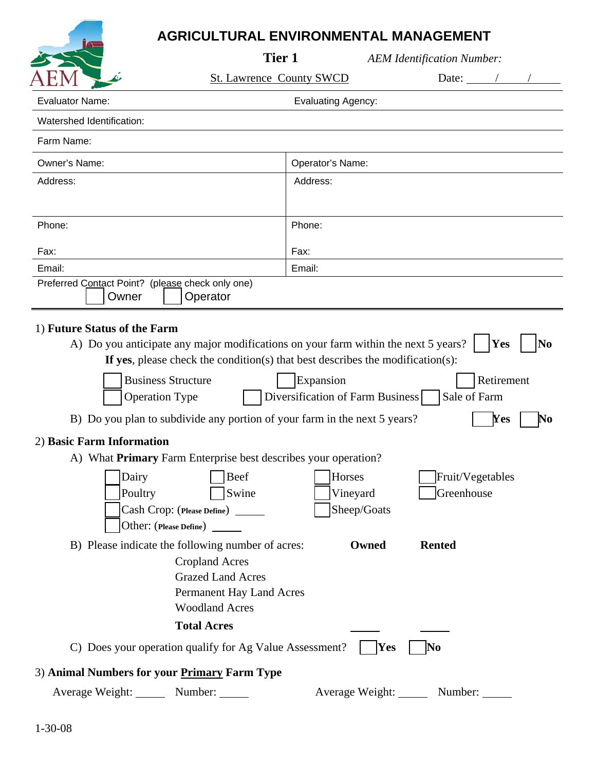# AGRICULTURAL ENVIRONMENTAL MANAGEMENT

AEM

**Tier 1** *AEM Identification Number:*

St. Lawrence County SWCD Date: ____/____/____

| Evaluator Name: | Evaluating Agency: |
|---|---|
| Watershed Identification: | |
| Farm Name: | |
| Owner's Name: | Operator's Name: |
| Address: | Address: |
| Phone: | Phone: |
| Fax: | Fax: |
| Email: | Email: |

Preferred Contact Point? (please check only one)
☐ Owner ☐ Operator

## 1) Future Status of the Farm

A) Do you anticipate any major modifications on your farm within the next 5 years? ☐ **Yes** ☐ **No**

**If yes**, please check the condition(s) that best describes the modification(s):

☐ Business Structure ☐ Expansion ☐ Retirement
☐ Operation Type ☐ Diversification of Farm Business ☐ Sale of Farm

B) Do you plan to subdivide any portion of your farm in the next 5 years? ☐ **Yes** ☐ **No**

## 2) Basic Farm Information

A) What **Primary** Farm Enterprise best describes your operation?

☐ Dairy ☐ Beef ☐ Horses ☐ Fruit/Vegetables
☐ Poultry ☐ Swine ☐ Vineyard ☐ Greenhouse
☐ Cash Crop: (**Please Define**) ______ ☐ Sheep/Goats
☐ Other: (**Please Define**) ______

B) Please indicate the following number of acres:

| | **Owned** | **Rented** |
|---|---|---|
| Cropland Acres | | |
| Grazed Land Acres | | |
| Permanent Hay Land Acres | | |
| Woodland Acres | | |
| **Total Acres** | ______ | ______ |

C) Does your operation qualify for Ag Value Assessment? ☐ **Yes** ☐ **No**

## 3) Animal Numbers for your Primary Farm Type

Average Weight: ______ Number: ______ Average Weight: ______ Number: ______

1-30-08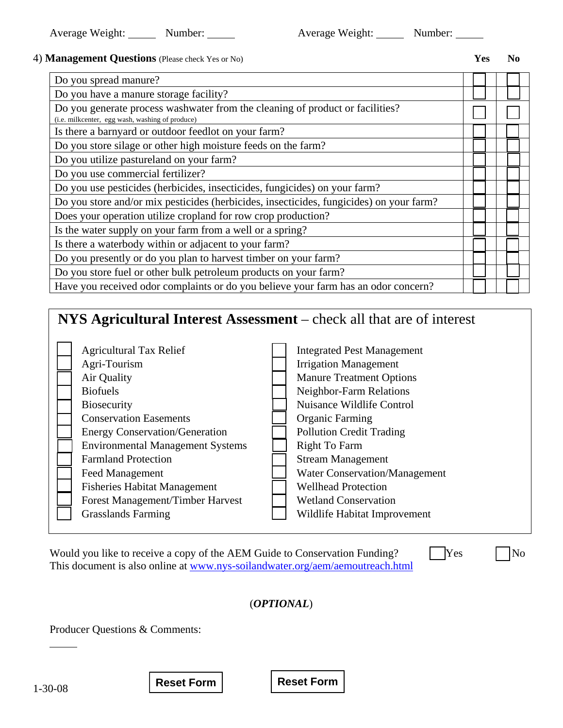Average Weight: _____ Number: _____ Average Weight: _____ Number: _____

4) **Management Questions** (Please check Yes or No)

| | Yes | No |
|---|---|---|
| Do you spread manure? | ☐ | ☐ |
| Do you have a manure storage facility? | ☐ | ☐ |
| Do you generate process washwater from the cleaning of product or facilities? (i.e. milkcenter, egg wash, washing of produce) | ☐ | ☐ |
| Is there a barnyard or outdoor feedlot on your farm? | ☐ | ☐ |
| Do you store silage or other high moisture feeds on the farm? | ☐ | ☐ |
| Do you utilize pastureland on your farm? | ☐ | ☐ |
| Do you use commercial fertilizer? | ☐ | ☐ |
| Do you use pesticides (herbicides, insecticides, fungicides) on your farm? | ☐ | ☐ |
| Do you store and/or mix pesticides (herbicides, insecticides, fungicides) on your farm? | ☐ | ☐ |
| Does your operation utilize cropland for row crop production? | ☐ | ☐ |
| Is the water supply on your farm from a well or a spring? | ☐ | ☐ |
| Is there a waterbody within or adjacent to your farm? | ☐ | ☐ |
| Do you presently or do you plan to harvest timber on your farm? | ☐ | ☐ |
| Do you store fuel or other bulk petroleum products on your farm? | ☐ | ☐ |
| Have you received odor complaints or do you believe your farm has an odor concern? | ☐ | ☐ |

## NYS Agricultural Interest Assessment – check all that are of interest

- ☐ Agricultural Tax Relief
- ☐ Agri-Tourism
- ☐ Air Quality
- ☐ Biofuels
- ☐ Biosecurity
- ☐ Conservation Easements
- ☐ Energy Conservation/Generation
- ☐ Environmental Management Systems
- ☐ Farmland Protection
- ☐ Feed Management
- ☐ Fisheries Habitat Management
- ☐ Forest Management/Timber Harvest
- ☐ Grasslands Farming
- ☐ Integrated Pest Management
- ☐ Irrigation Management
- ☐ Manure Treatment Options
- ☐ Neighbor-Farm Relations
- ☐ Nuisance Wildlife Control
- ☐ Organic Farming
- ☐ Pollution Credit Trading
- ☐ Right To Farm
- ☐ Stream Management
- ☐ Water Conservation/Management
- ☐ Wellhead Protection
- ☐ Wetland Conservation
- ☐ Wildlife Habitat Improvement

Would you like to receive a copy of the AEM Guide to Conservation Funding? ☐ Yes ☐ No
This document is also online at [www.nys-soilandwater.org/aem/aemoutreach.html](http://www.nys-soilandwater.org/aem/aemoutreach.html)

(***OPTIONAL***)

Producer Questions & Comments:

_____

1-30-08

Reset Form Reset Form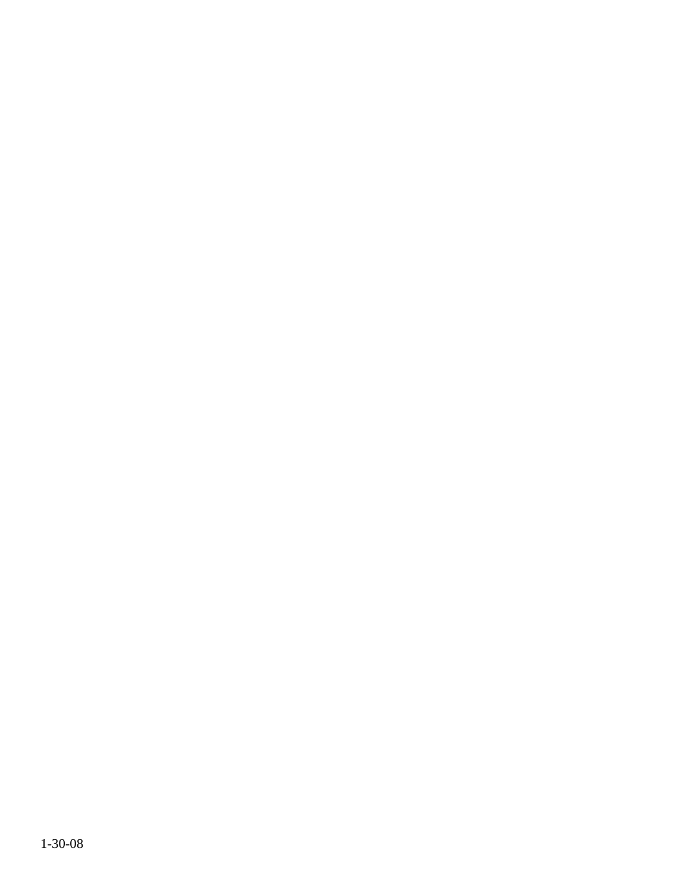1-30-08